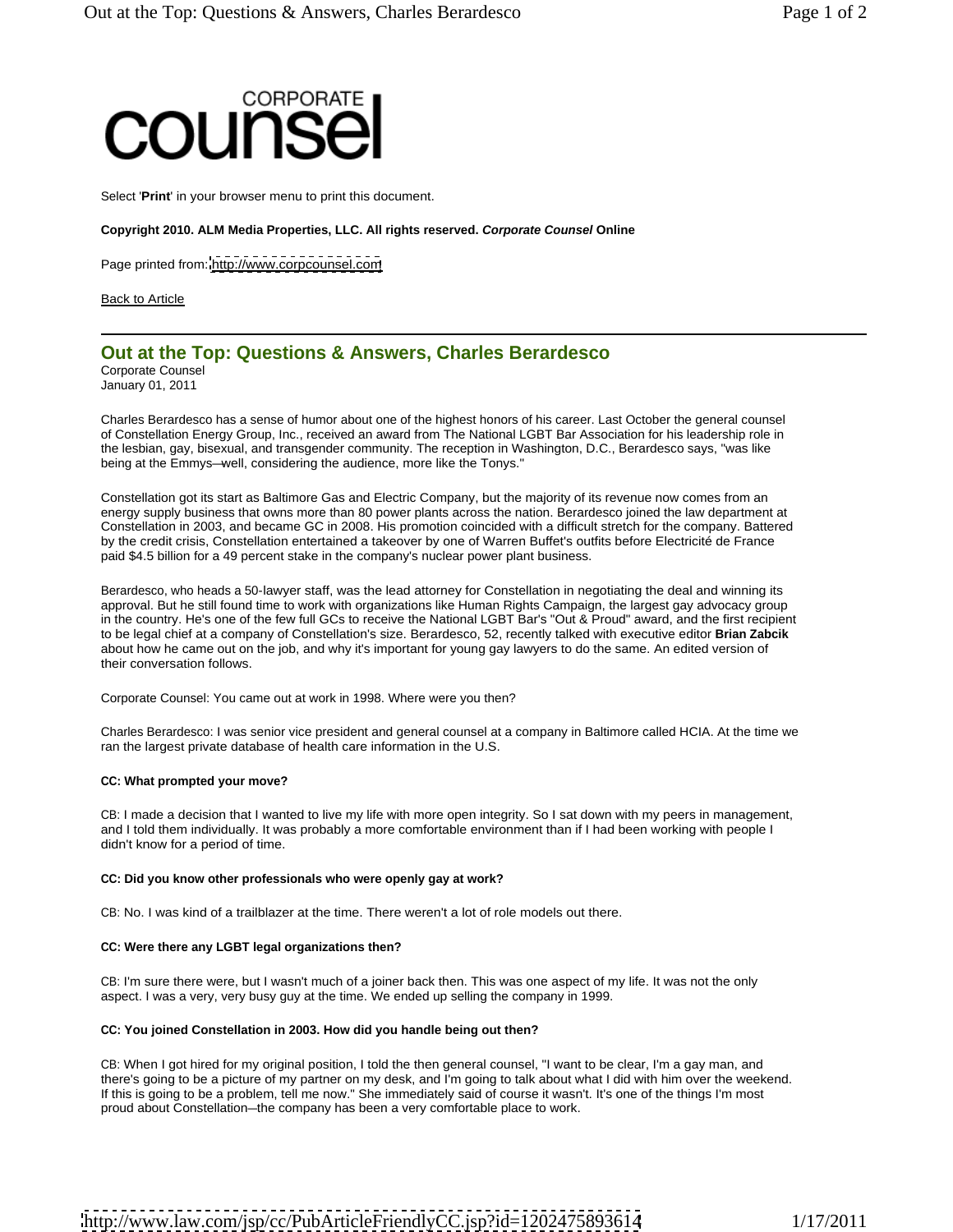# corporate counsel

Select '**Print**' in your browser menu to print this document.

**Copyright 2010. ALM Media Properties, LLC. All rights reserved. *Corporate Counsel* Online**

Page printed from: http://www.corpcounsel.com

Back to Article

---

## Out at the Top: Questions & Answers, Charles Berardesco

Corporate Counsel
January 01, 2011

Charles Berardesco has a sense of humor about one of the highest honors of his career. Last October the general counsel of Constellation Energy Group, Inc., received an award from The National LGBT Bar Association for his leadership role in the lesbian, gay, bisexual, and transgender community. The reception in Washington, D.C., Berardesco says, "was like being at the Emmys—well, considering the audience, more like the Tonys."

Constellation got its start as Baltimore Gas and Electric Company, but the majority of its revenue now comes from an energy supply business that owns more than 80 power plants across the nation. Berardesco joined the law department at Constellation in 2003, and became GC in 2008. His promotion coincided with a difficult stretch for the company. Battered by the credit crisis, Constellation entertained a takeover by one of Warren Buffet's outfits before Electricité de France paid $4.5 billion for a 49 percent stake in the company's nuclear power plant business.

Berardesco, who heads a 50-lawyer staff, was the lead attorney for Constellation in negotiating the deal and winning its approval. But he still found time to work with organizations like Human Rights Campaign, the largest gay advocacy group in the country. He's one of the few full GCs to receive the National LGBT Bar's "Out & Proud" award, and the first recipient to be legal chief at a company of Constellation's size. Berardesco, 52, recently talked with executive editor **Brian Zabcik** about how he came out on the job, and why it's important for young gay lawyers to do the same. An edited version of their conversation follows.

Corporate Counsel: You came out at work in 1998. Where were you then?

Charles Berardesco: I was senior vice president and general counsel at a company in Baltimore called HCIA. At the time we ran the largest private database of health care information in the U.S.

**CC: What prompted your move?**

CB: I made a decision that I wanted to live my life with more open integrity. So I sat down with my peers in management, and I told them individually. It was probably a more comfortable environment than if I had been working with people I didn't know for a period of time.

**CC: Did you know other professionals who were openly gay at work?**

CB: No. I was kind of a trailblazer at the time. There weren't a lot of role models out there.

**CC: Were there any LGBT legal organizations then?**

CB: I'm sure there were, but I wasn't much of a joiner back then. This was one aspect of my life. It was not the only aspect. I was a very, very busy guy at the time. We ended up selling the company in 1999.

**CC: You joined Constellation in 2003. How did you handle being out then?**

CB: When I got hired for my original position, I told the then general counsel, "I want to be clear, I'm a gay man, and there's going to be a picture of my partner on my desk, and I'm going to talk about what I did with him over the weekend. If this is going to be a problem, tell me now." She immediately said of course it wasn't. It's one of the things I'm most proud about Constellation—the company has been a very comfortable place to work.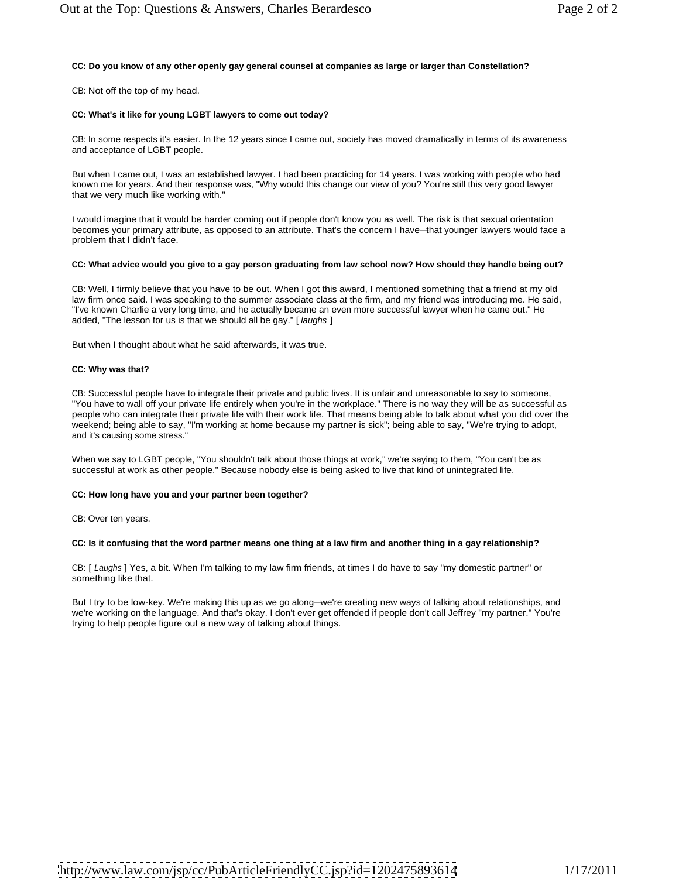**CC: Do you know of any other openly gay general counsel at companies as large or larger than Constellation?**

CB: Not off the top of my head.

**CC: What's it like for young LGBT lawyers to come out today?**

CB: In some respects it's easier. In the 12 years since I came out, society has moved dramatically in terms of its awareness and acceptance of LGBT people.

But when I came out, I was an established lawyer. I had been practicing for 14 years. I was working with people who had known me for years. And their response was, "Why would this change our view of you? You're still this very good lawyer that we very much like working with."

I would imagine that it would be harder coming out if people don't know you as well. The risk is that sexual orientation becomes your primary attribute, as opposed to an attribute. That's the concern I have—that younger lawyers would face a problem that I didn't face.

**CC: What advice would you give to a gay person graduating from law school now? How should they handle being out?**

CB: Well, I firmly believe that you have to be out. When I got this award, I mentioned something that a friend at my old law firm once said. I was speaking to the summer associate class at the firm, and my friend was introducing me. He said, "I've known Charlie a very long time, and he actually became an even more successful lawyer when he came out." He added, "The lesson for us is that we should all be gay." [ *laughs* ]

But when I thought about what he said afterwards, it was true.

**CC: Why was that?**

CB: Successful people have to integrate their private and public lives. It is unfair and unreasonable to say to someone, "You have to wall off your private life entirely when you're in the workplace." There is no way they will be as successful as people who can integrate their private life with their work life. That means being able to talk about what you did over the weekend; being able to say, "I'm working at home because my partner is sick"; being able to say, "We're trying to adopt, and it's causing some stress."

When we say to LGBT people, "You shouldn't talk about those things at work," we're saying to them, "You can't be as successful at work as other people." Because nobody else is being asked to live that kind of unintegrated life.

**CC: How long have you and your partner been together?**

CB: Over ten years.

**CC: Is it confusing that the word partner means one thing at a law firm and another thing in a gay relationship?**

CB: [ *Laughs* ] Yes, a bit. When I'm talking to my law firm friends, at times I do have to say "my domestic partner" or something like that.

But I try to be low-key. We're making this up as we go along—we're creating new ways of talking about relationships, and we're working on the language. And that's okay. I don't ever get offended if people don't call Jeffrey "my partner." You're trying to help people figure out a new way of talking about things.